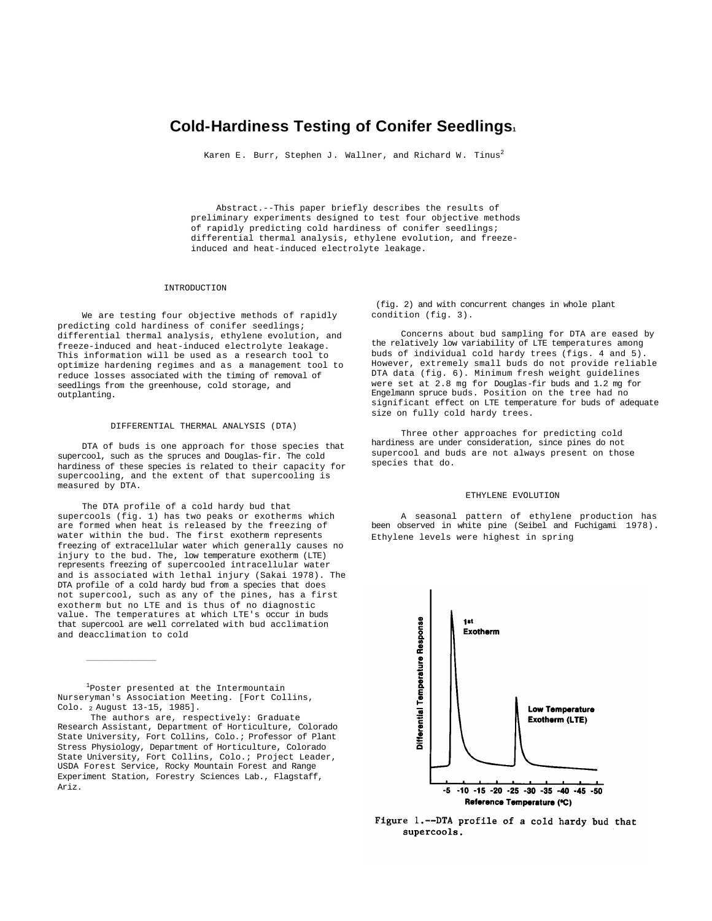# Cold-Hardiness Testing of Conifer Seedlings[1]

Karen E. Burr, Stephen J. Wallner, and Richard W. Tinus[2]

Abstract.--This paper briefly describes the results of preliminary experiments designed to test four objective methods of rapidly predicting cold hardiness of conifer seedlings; differential thermal analysis, ethylene evolution, and freeze-induced and heat-induced electrolyte leakage.

## INTRODUCTION

We are testing four objective methods of rapidly predicting cold hardiness of conifer seedlings; differential thermal analysis, ethylene evolution, and freeze-induced and heat-induced electrolyte leakage. This information will be used as a research tool to optimize hardening regimes and as a management tool to reduce losses associated with the timing of removal of seedlings from the greenhouse, cold storage, and outplanting.

## DIFFERENTIAL THERMAL ANALYSIS (DTA)

DTA of buds is one approach for those species that supercool, such as the spruces and Douglas-fir. The cold hardiness of these species is related to their capacity for supercooling, and the extent of that supercooling is measured by DTA.

The DTA profile of a cold hardy bud that supercools (fig. 1) has two peaks or exotherms which are formed when heat is released by the freezing of water within the bud. The first exotherm represents freezing of extracellular water which generally causes no injury to the bud. The, low temperature exotherm (LTE) represents freezing of supercooled intracellular water and is associated with lethal injury (Sakai 1978). The DTA profile of a cold hardy bud from a species that does not supercool, such as any of the pines, has a first exotherm but no LTE and is thus of no diagnostic value. The temperatures at which LTE's occur in buds that supercool are well correlated with bud acclimation and deacclimation to cold (fig. 2) and with concurrent changes in whole plant condition (fig. 3).

Concerns about bud sampling for DTA are eased by the relatively low variability of LTE temperatures among buds of individual cold hardy trees (figs. 4 and 5). However, extremely small buds do not provide reliable DTA data (fig. 6). Minimum fresh weight guidelines were set at 2.8 mg for Douglas-fir buds and 1.2 mg for Engelmann spruce buds. Position on the tree had no significant effect on LTE temperature for buds of adequate size on fully cold hardy trees.

Three other approaches for predicting cold hardiness are under consideration, since pines do not supercool and buds are not always present on those species that do.

## ETHYLENE EVOLUTION

A seasonal pattern of ethylene production has been observed in white pine (Seibel and Fuchigami 1978). Ethylene levels were highest in spring

Figure 1.--DTA profile of a cold hardy bud that supercools.

---

[1]Poster presented at the Intermountain Nurseryman's Association Meeting. [Fort Collins, Colo. August 13-15, 1985].

[2]The authors are, respectively: Graduate Research Assistant, Department of Horticulture, Colorado State University, Fort Collins, Colo.; Professor of Plant Stress Physiology, Department of Horticulture, Colorado State University, Fort Collins, Colo.; Project Leader, USDA Forest Service, Rocky Mountain Forest and Range Experiment Station, Forestry Sciences Lab., Flagstaff, Ariz.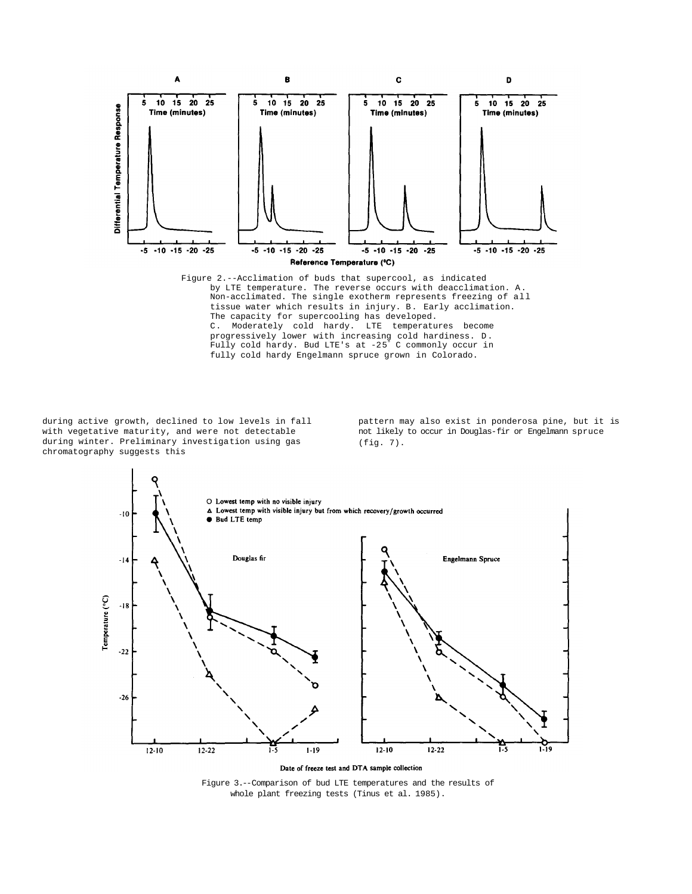Figure 2.--Acclimation of buds that supercool, as indicated by LTE temperature. The reverse occurs with deacclimation. A. Non-acclimated. The single exotherm represents freezing of all tissue water which results in injury. B. Early acclimation. The capacity for supercooling has developed. C. Moderately cold hardy. LTE temperatures become progressively lower with increasing cold hardiness. D. Fully cold hardy. Bud LTE's at -25° C commonly occur in fully cold hardy Engelmann spruce grown in Colorado.

during active growth, declined to low levels in fall with vegetative maturity, and were not detectable during winter. Preliminary investigation using gas chromatography suggests this pattern may also exist in ponderosa pine, but it is not likely to occur in Douglas-fir or Engelmann spruce (fig. 7).

Figure 3.--Comparison of bud LTE temperatures and the results of whole plant freezing tests (Tinus et al. 1985).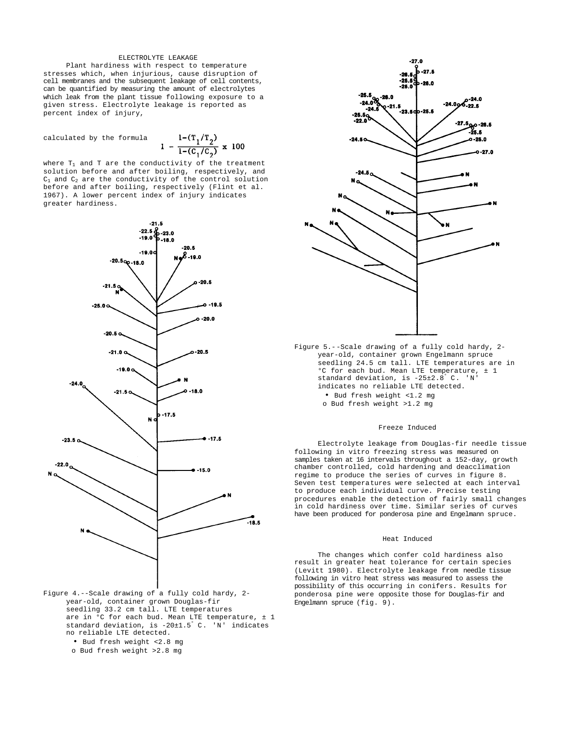## ELECTROLYTE LEAKAGE

Plant hardiness with respect to temperature stresses which, when injurious, cause disruption of cell membranes and the subsequent leakage of cell contents, can be quantified by measuring the amount of electrolytes which leak from the plant tissue following exposure to a given stress. Electrolyte leakage is reported as percent index of injury,

calculated by the formula

$$1 - \frac{1-(T_1/T_2)}{1-(C_1/C_2)} \times 100$$

where $T_1$ and T are the conductivity of the treatment solution before and after boiling, respectively, and $C_1$ and $C_2$ are the conductivity of the control solution before and after boiling, respectively (Flint et al. 1967). A lower percent index of injury indicates greater hardiness.

Figure 4.--Scale drawing of a fully cold hardy, 2-year-old, container grown Douglas-fir seedling 33.2 cm tall. LTE temperatures are in °C for each bud. Mean LTE temperature, ± 1 standard deviation, is -20±1.5° C. 'N' indicates no reliable LTE detected.

- • Bud fresh weight <2.8 mg
- o Bud fresh weight >2.8 mg

Figure 5.--Scale drawing of a fully cold hardy, 2-year-old, container grown Engelmann spruce seedling 24.5 cm tall. LTE temperatures are in °C for each bud. Mean LTE temperature, ± 1 standard deviation, is -25±2.8° C. 'N' indicates no reliable LTE detected.

- • Bud fresh weight <1.2 mg
- o Bud fresh weight >1.2 mg

### Freeze Induced

Electrolyte leakage from Douglas-fir needle tissue following in vitro freezing stress was measured on samples taken at 16 intervals throughout a 152-day, growth chamber controlled, cold hardening and deacclimation regime to produce the series of curves in figure 8. Seven test temperatures were selected at each interval to produce each individual curve. Precise testing procedures enable the detection of fairly small changes in cold hardiness over time. Similar series of curves have been produced for ponderosa pine and Engelmann spruce.

### Heat Induced

The changes which confer cold hardiness also result in greater heat tolerance for certain species (Levitt 1980). Electrolyte leakage from needle tissue following in vitro heat stress was measured to assess the possibility of this occurring in conifers. Results for ponderosa pine were opposite those for Douglas-fir and Engelmann spruce (fig. 9).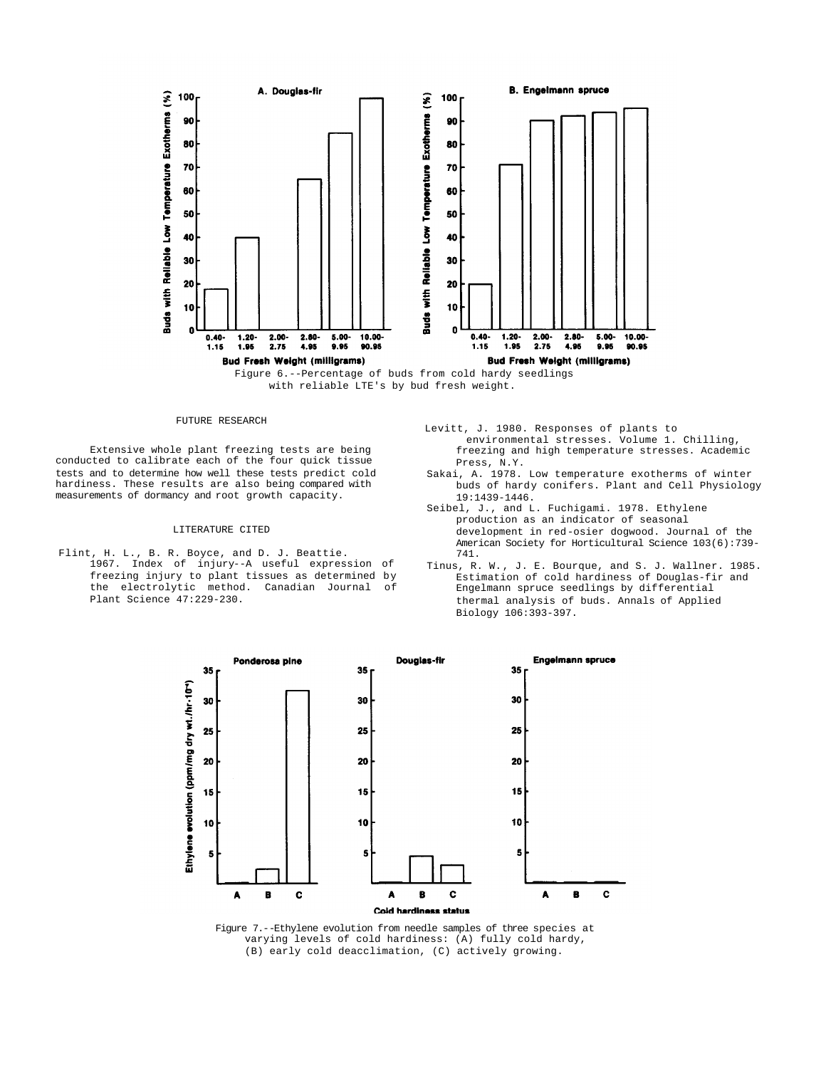Figure 6.--Percentage of buds from cold hardy seedlings with reliable LTE's by bud fresh weight.

## FUTURE RESEARCH

Extensive whole plant freezing tests are being conducted to calibrate each of the four quick tissue tests and to determine how well these tests predict cold hardiness. These results are also being compared with measurements of dormancy and root growth capacity.

## LITERATURE CITED

Flint, H. L., B. R. Boyce, and D. J. Beattie. 1967. Index of injury--A useful expression of freezing injury to plant tissues as determined by the electrolytic method. Canadian Journal of Plant Science 47:229-230.

Levitt, J. 1980. Responses of plants to environmental stresses. Volume 1. Chilling, freezing and high temperature stresses. Academic Press, N.Y.

Sakai, A. 1978. Low temperature exotherms of winter buds of hardy conifers. Plant and Cell Physiology 19:1439-1446.

Seibel, J., and L. Fuchigami. 1978. Ethylene production as an indicator of seasonal development in red-osier dogwood. Journal of the American Society for Horticultural Science 103(6):739-741.

Tinus, R. W., J. E. Bourque, and S. J. Wallner. 1985. Estimation of cold hardiness of Douglas-fir and Engelmann spruce seedlings by differential thermal analysis of buds. Annals of Applied Biology 106:393-397.

Figure 7.--Ethylene evolution from needle samples of three species at varying levels of cold hardiness: (A) fully cold hardy, (B) early cold deacclimation, (C) actively growing.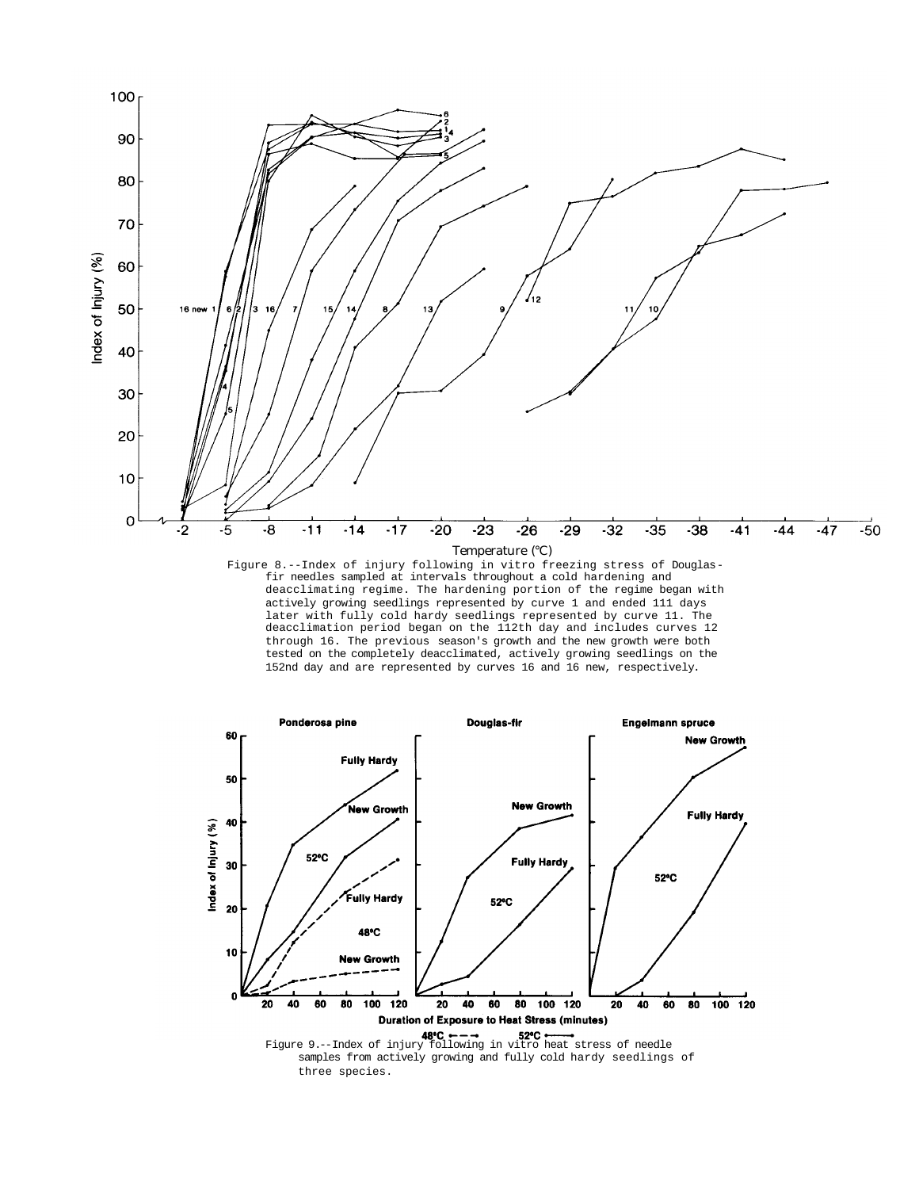Index of Injury (%)

100
90
80
70
60
50
40
30
20
10
0

-2 -5 -8 -11 -14 -17 -20 -23 -26 -29 -32 -35 -38 -41 -44 -47 -50

Temperature (°C)

16 new 1 6 2 3 16 7 15 14 8 13 9 12 11 10

6
2
1
4
3
5

Figure 8.--Index of injury following in vitro freezing stress of Douglas-fir needles sampled at intervals throughout a cold hardening and deacclimating regime. The hardening portion of the regime began with actively growing seedlings represented by curve 1 and ended 111 days later with fully cold hardy seedlings represented by curve 11. The deacclimation period began on the 112th day and includes curves 12 through 16. The previous season's growth and the new growth were both tested on the completely deacclimated, actively growing seedlings on the 152nd day and are represented by curves 16 and 16 new, respectively.

Ponderosa pine

Douglas-fir

Engelmann spruce

Index of Injury (%)

60
50
40
30
20
10
0

Fully Hardy

New Growth

52°C

Fully Hardy

48°C

New Growth

New Growth

Fully Hardy

52°C

New Growth

Fully Hardy

52°C

20 40 60 80 100 120

Duration of Exposure to Heat Stress (minutes)

48°C

52°C

Figure 9.--Index of injury following in vitro heat stress of needle samples from actively growing and fully cold hardy seedlings of three species.